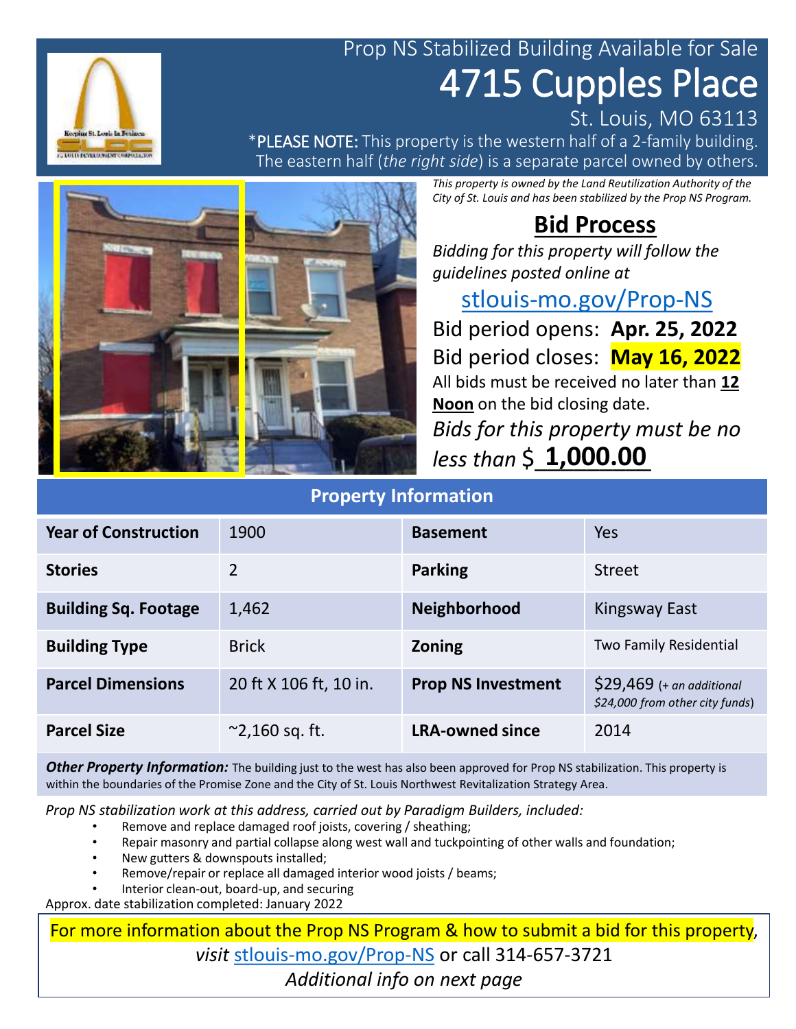Prop NS Stabilized Building Available for Sale

# 4715 Cupples Place

St. Louis, MO 63113

*PLEASE NOTE: This property is the western half of a 2-family building. The eastern half (*the right side*) is a separate parcel owned by others.

*This property is owned by the Land Reutilization Authority of the City of St. Louis and has been stabilized by the Prop NS Program.*

## Bid Process

*Bidding for this property will follow the guidelines posted online at*

stlouis-mo.gov/Prop-NS

Bid period opens: **Apr. 25, 2022**

Bid period closes: **May 16, 2022**

All bids must be received no later than **12 Noon** on the bid closing date.

*Bids for this property must be no less than* $ **1,000.00**

## Property Information

| | | | |
|---|---|---|---|
| **Year of Construction** | 1900 | **Basement** | Yes |
| **Stories** | 2 | **Parking** | Street |
| **Building Sq. Footage** | 1,462 | **Neighborhood** | Kingsway East |
| **Building Type** | Brick | **Zoning** | Two Family Residential |
| **Parcel Dimensions** | 20 ft X 106 ft, 10 in. | **Prop NS Investment** | $29,469 (+ *an additional $24,000 from other city funds*) |
| **Parcel Size** | ~2,160 sq. ft. | **LRA-owned since** | 2014 |

***Other Property Information:*** The building just to the west has also been approved for Prop NS stabilization. This property is within the boundaries of the Promise Zone and the City of St. Louis Northwest Revitalization Strategy Area.

*Prop NS stabilization work at this address, carried out by Paradigm Builders, included:*

- Remove and replace damaged roof joists, covering / sheathing;
- Repair masonry and partial collapse along west wall and tuckpointing of other walls and foundation;
- New gutters & downspouts installed;
- Remove/repair or replace all damaged interior wood joists / beams;
- Interior clean-out, board-up, and securing

Approx. date stabilization completed: January 2022

For more information about the Prop NS Program & how to submit a bid for this property, *visit* stlouis-mo.gov/Prop-NS or call 314-657-3721

*Additional info on next page*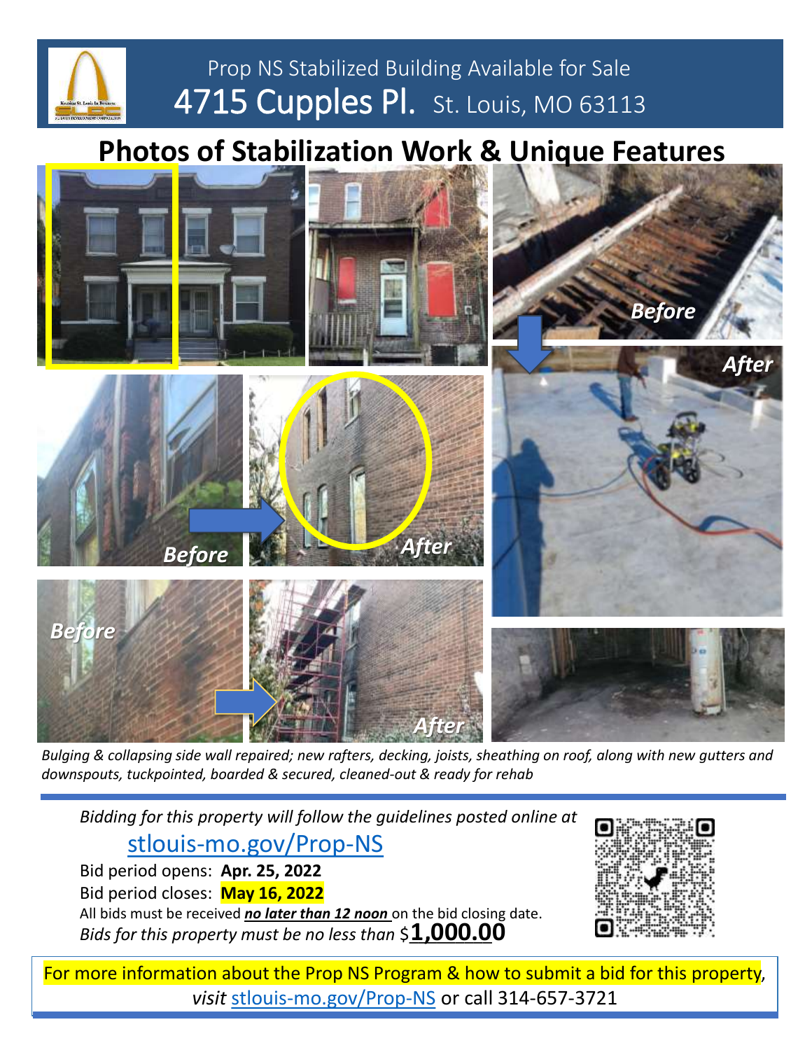Prop NS Stabilized Building Available for Sale

# 4715 Cupples Pl. St. Louis, MO 63113

## Photos of Stabilization Work & Unique Features

*Bulging & collapsing side wall repaired; new rafters, decking, joists, sheathing on roof, along with new gutters and downspouts, tuckpointed, boarded & secured, cleaned-out & ready for rehab*

*Bidding for this property will follow the guidelines posted online at*

stlouis-mo.gov/Prop-NS

Bid period opens: **Apr. 25, 2022**

Bid period closes: **May 16, 2022**

All bids must be received ***no later than 12 noon*** on the bid closing date.

*Bids for this property must be no less than* $**1,000.00**

For more information about the Prop NS Program & how to submit a bid for this property, *visit* stlouis-mo.gov/Prop-NS or call 314-657-3721